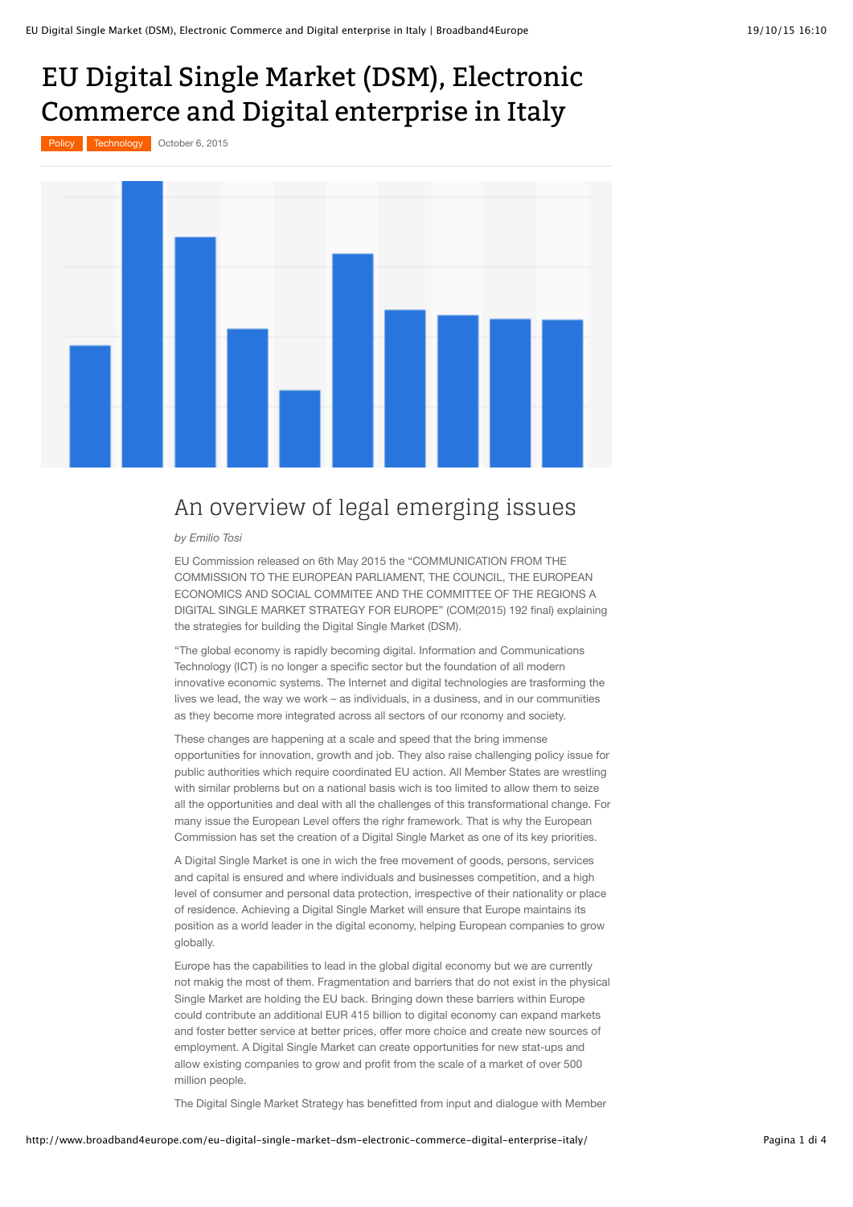# EU Digital Single Market (DSM), Electronic Commerce and Digital enterprise in Italy

Policy | Technology | October 6, 2015

## An overview of legal emerging issues

*by Emilio Tosi*

EU Commission released on 6th May 2015 the "COMMUNICATION FROM THE COMMISSION TO THE EUROPEAN PARLIAMENT, THE COUNCIL, THE EUROPEAN ECONOMICS AND SOCIAL COMMITEE AND THE COMMITTEE OF THE REGIONS A DIGITAL SINGLE MARKET STRATEGY FOR EUROPE" (COM(2015) 192 final) explaining the strategies for building the Digital Single Market (DSM).

"The global economy is rapidly becoming digital. Information and Communications Technology (ICT) is no longer a specific sector but the foundation of all modern innovative economic systems. The Internet and digital technologies are trasforming the lives we lead, the way we work – as individuals, in a dusiness, and in our communities as they become more integrated across all sectors of our rconomy and society.

These changes are happening at a scale and speed that the bring immense opportunities for innovation, growth and job. They also raise challenging policy issue for public authorities which require coordinated EU action. All Member States are wrestling with similar problems but on a national basis wich is too limited to allow them to seize all the opportunities and deal with all the challenges of this transformational change. For many issue the European Level offers the righr framework. That is why the European Commission has set the creation of a Digital Single Market as one of its key priorities.

A Digital Single Market is one in wich the free movement of goods, persons, services and capital is ensured and where individuals and businesses competition, and a high level of consumer and personal data protection, irrespective of their nationality or place of residence. Achieving a Digital Single Market will ensure that Europe maintains its position as a world leader in the digital economy, helping European companies to grow globally.

Europe has the capabilities to lead in the global digital economy but we are currently not makig the most of them. Fragmentation and barriers that do not exist in the physical Single Market are holding the EU back. Bringing down these barriers within Europe could contribute an additional EUR 415 billion to digital economy can expand markets and foster better service at better prices, offer more choice and create new sources of employment. A Digital Single Market can create opportunities for new stat-ups and allow existing companies to grow and profit from the scale of a market of over 500 million people.

The Digital Single Market Strategy has benefitted from input and dialogue with Member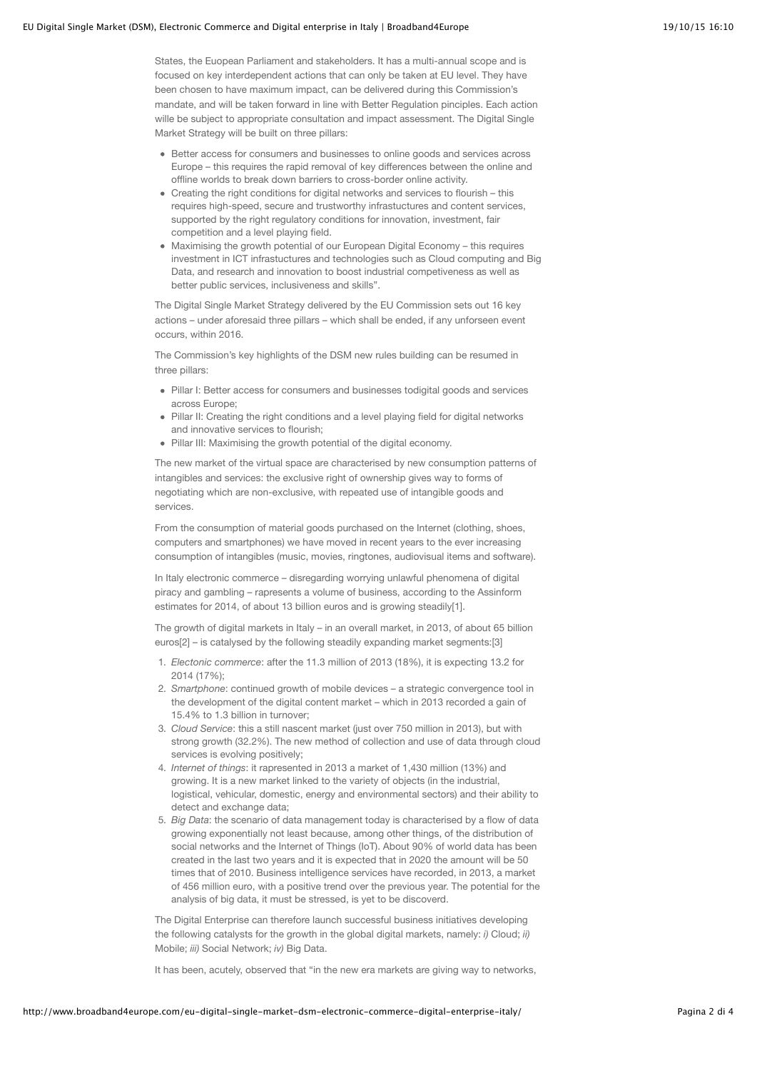States, the Euopean Parliament and stakeholders. It has a multi-annual scope and is focused on key interdependent actions that can only be taken at EU level. They have been chosen to have maximum impact, can be delivered during this Commission's mandate, and will be taken forward in line with Better Regulation pinciples. Each action wille be subject to appropriate consultation and impact assessment. The Digital Single Market Strategy will be built on three pillars:

- Better access for consumers and businesses to online goods and services across Europe – this requires the rapid removal of key differences between the online and offline worlds to break down barriers to cross-border online activity.
- Creating the right conditions for digital networks and services to flourish – this requires high-speed, secure and trustworthy infrastuctures and content services, supported by the right regulatory conditions for innovation, investment, fair competition and a level playing field.
- Maximising the growth potential of our European Digital Economy – this requires investment in ICT infrastuctures and technologies such as Cloud computing and Big Data, and research and innovation to boost industrial competiveness as well as better public services, inclusiveness and skills".

The Digital Single Market Strategy delivered by the EU Commission sets out 16 key actions – under aforesaid three pillars – which shall be ended, if any unforseen event occurs, within 2016.

The Commission's key highlights of the DSM new rules building can be resumed in three pillars:

- Pillar I: Better access for consumers and businesses todigital goods and services across Europe;
- Pillar II: Creating the right conditions and a level playing field for digital networks and innovative services to flourish;
- Pillar III: Maximising the growth potential of the digital economy.

The new market of the virtual space are characterised by new consumption patterns of intangibles and services: the exclusive right of ownership gives way to forms of negotiating which are non-exclusive, with repeated use of intangible goods and services.

From the consumption of material goods purchased on the Internet (clothing, shoes, computers and smartphones) we have moved in recent years to the ever increasing consumption of intangibles (music, movies, ringtones, audiovisual items and software).

In Italy electronic commerce – disregarding worrying unlawful phenomena of digital piracy and gambling – rapresents a volume of business, according to the Assinform estimates for 2014, of about 13 billion euros and is growing steadily[1].

The growth of digital markets in Italy – in an overall market, in 2013, of about 65 billion euros[2] – is catalysed by the following steadily expanding market segments:[3]

1. *Electonic commerce*: after the 11.3 million of 2013 (18%), it is expecting 13.2 for 2014 (17%);
2. *Smartphone*: continued growth of mobile devices – a strategic convergence tool in the development of the digital content market – which in 2013 recorded a gain of 15.4% to 1.3 billion in turnover;
3. *Cloud Service*: this a still nascent market (just over 750 million in 2013), but with strong growth (32.2%). The new method of collection and use of data through cloud services is evolving positively;
4. *Internet of things*: it rapresented in 2013 a market of 1,430 million (13%) and growing. It is a new market linked to the variety of objects (in the industrial, logistical, vehicular, domestic, energy and environmental sectors) and their ability to detect and exchange data;
5. *Big Data*: the scenario of data management today is characterised by a flow of data growing exponentially not least because, among other things, of the distribution of social networks and the Internet of Things (IoT). About 90% of world data has been created in the last two years and it is expected that in 2020 the amount will be 50 times that of 2010. Business intelligence services have recorded, in 2013, a market of 456 million euro, with a positive trend over the previous year. The potential for the analysis of big data, it must be stressed, is yet to be discoverd.

The Digital Enterprise can therefore launch successful business initiatives developing the following catalysts for the growth in the global digital markets, namely: *i)* Cloud; *ii)* Mobile; *iii)* Social Network; *iv)* Big Data.

It has been, acutely, observed that "in the new era markets are giving way to networks,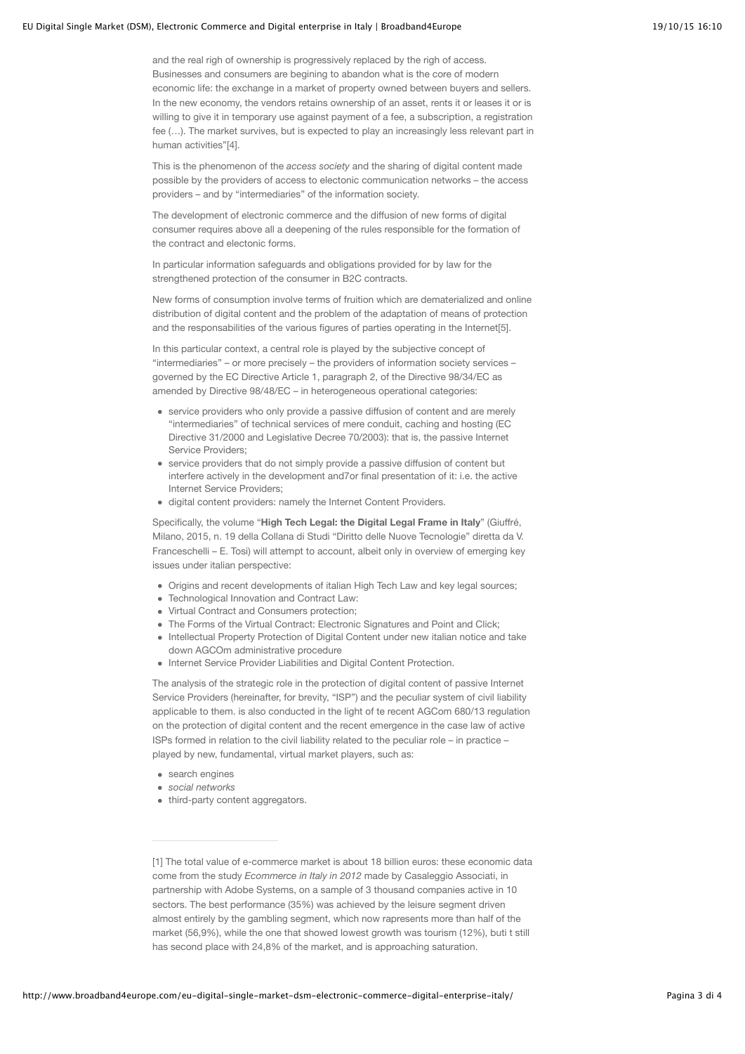and the real righ of ownership is progressively replaced by the righ of access. Businesses and consumers are begining to abandon what is the core of modern economic life: the exchange in a market of property owned between buyers and sellers. In the new economy, the vendors retains ownership of an asset, rents it or leases it or is willing to give it in temporary use against payment of a fee, a subscription, a registration fee (…). The market survives, but is expected to play an increasingly less relevant part in human activities"[4].

This is the phenomenon of the *access society* and the sharing of digital content made possible by the providers of access to electonic communication networks – the access providers – and by "intermediaries" of the information society.

The development of electronic commerce and the diffusion of new forms of digital consumer requires above all a deepening of the rules responsible for the formation of the contract and electonic forms.

In particular information safeguards and obligations provided for by law for the strengthened protection of the consumer in B2C contracts.

New forms of consumption involve terms of fruition which are dematerialized and online distribution of digital content and the problem of the adaptation of means of protection and the responsabilities of the various figures of parties operating in the Internet[5].

In this particular context, a central role is played by the subjective concept of "intermediaries" – or more precisely – the providers of information society services – governed by the EC Directive Article 1, paragraph 2, of the Directive 98/34/EC as amended by Directive 98/48/EC – in heterogeneous operational categories:

- service providers who only provide a passive diffusion of content and are merely "intermediaries" of technical services of mere conduit, caching and hosting (EC Directive 31/2000 and Legislative Decree 70/2003): that is, the passive Internet Service Providers;
- service providers that do not simply provide a passive diffusion of content but interfere actively in the development and7or final presentation of it: i.e. the active Internet Service Providers;
- digital content providers: namely the Internet Content Providers.

Specifically, the volume "**High Tech Legal: the Digital Legal Frame in Italy**" (Giuffré, Milano, 2015, n. 19 della Collana di Studi "Diritto delle Nuove Tecnologie" diretta da V. Franceschelli – E. Tosi) will attempt to account, albeit only in overview of emerging key issues under italian perspective:

- Origins and recent developments of italian High Tech Law and key legal sources;
- Technological Innovation and Contract Law:
- Virtual Contract and Consumers protection;
- The Forms of the Virtual Contract: Electronic Signatures and Point and Click;
- Intellectual Property Protection of Digital Content under new italian notice and take down AGCOm administrative procedure
- Internet Service Provider Liabilities and Digital Content Protection.

The analysis of the strategic role in the protection of digital content of passive Internet Service Providers (hereinafter, for brevity, "ISP") and the peculiar system of civil liability applicable to them. is also conducted in the light of te recent AGCom 680/13 regulation on the protection of digital content and the recent emergence in the case law of active ISPs formed in relation to the civil liability related to the peculiar role – in practice – played by new, fundamental, virtual market players, such as:

- search engines
- *social networks*
- third-party content aggregators.

---

[1] The total value of e-commerce market is about 18 billion euros: these economic data come from the study *Ecommerce in Italy in 2012* made by Casaleggio Associati, in partnership with Adobe Systems, on a sample of 3 thousand companies active in 10 sectors. The best performance (35%) was achieved by the leisure segment driven almost entirely by the gambling segment, which now rapresents more than half of the market (56,9%), while the one that showed lowest growth was tourism (12%), buti t still has second place with 24,8% of the market, and is approaching saturation.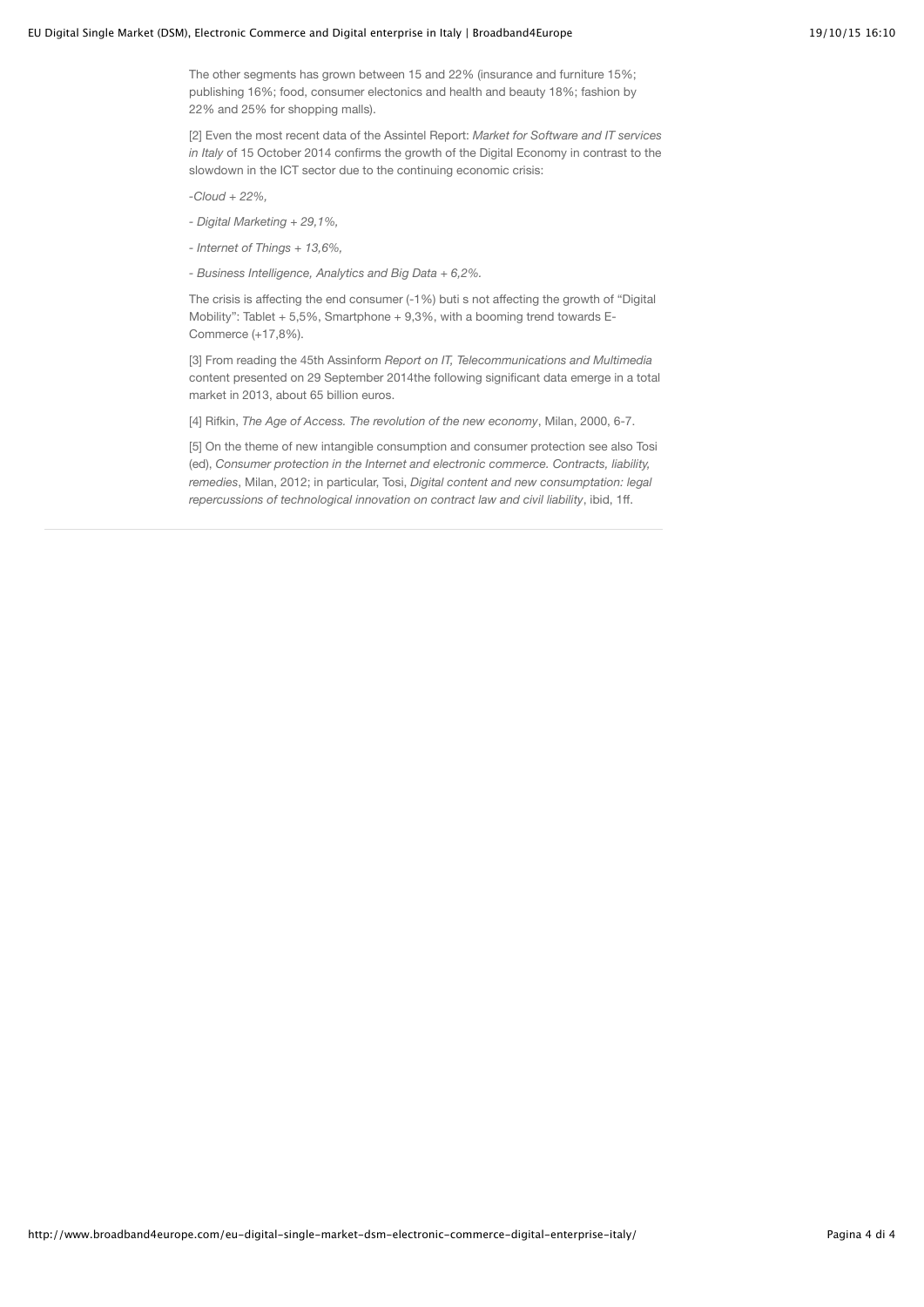The other segments has grown between 15 and 22% (insurance and furniture 15%; publishing 16%; food, consumer electonics and health and beauty 18%; fashion by 22% and 25% for shopping malls).

[2] Even the most recent data of the Assintel Report: *Market for Software and IT services in Italy* of 15 October 2014 confirms the growth of the Digital Economy in contrast to the slowdown in the ICT sector due to the continuing economic crisis:

*-Cloud + 22%,*

*- Digital Marketing + 29,1%,*

*- Internet of Things + 13,6%,*

*- Business Intelligence, Analytics and Big Data + 6,2%.*

The crisis is affecting the end consumer (-1%) buti s not affecting the growth of "Digital Mobility": Tablet + 5,5%, Smartphone + 9,3%, with a booming trend towards E-Commerce (+17,8%).

[3] From reading the 45th Assinform *Report on IT, Telecommunications and Multimedia* content presented on 29 September 2014the following significant data emerge in a total market in 2013, about 65 billion euros.

[4] Rifkin, *The Age of Access. The revolution of the new economy*, Milan, 2000, 6-7.

[5] On the theme of new intangible consumption and consumer protection see also Tosi (ed), *Consumer protection in the Internet and electronic commerce. Contracts, liability, remedies*, Milan, 2012; in particular, Tosi, *Digital content and new consumptation: legal repercussions of technological innovation on contract law and civil liability*, ibid, 1ff.